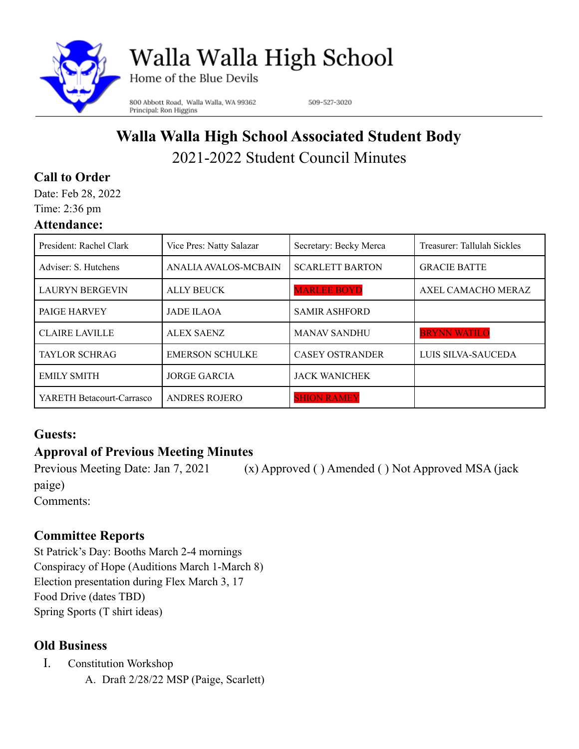# Walla Walla High School

Home of the Blue Devils

800 Abbott Road, Walla Walla, WA 99362
Principal: Ron Higgins

509-527-3020

## Walla Walla High School Associated Student Body

2021-2022 Student Council Minutes

### Call to Order

Date: Feb 28, 2022
Time: 2:36 pm

### Attendance:

| President: Rachel Clark | Vice Pres: Natty Salazar | Secretary: Becky Merca | Treasurer: Tallulah Sickles |
|---|---|---|---|
| Adviser: S. Hutchens | ANALIA AVALOS-MCBAIN | SCARLETT BARTON | GRACIE BATTE |
| LAURYN BERGEVIN | ALLY BEUCK | MARLEE BOYD | AXEL CAMACHO MERAZ |
| PAIGE HARVEY | JADE ILAOA | SAMIR ASHFORD | |
| CLAIRE LAVILLE | ALEX SAENZ | MANAV SANDHU | BRYNN WATILO |
| TAYLOR SCHRAG | EMERSON SCHULKE | CASEY OSTRANDER | LUIS SILVA-SAUCEDA |
| EMILY SMITH | JORGE GARCIA | JACK WANICHEK | |
| YARETH Betacourt-Carrasco | ANDRES ROJERO | SHION RAMEY | |

### Guests:

### Approval of Previous Meeting Minutes

Previous Meeting Date: Jan 7, 2021 (x) Approved ( ) Amended ( ) Not Approved MSA (jack paige)

Comments:

### Committee Reports

St Patrick's Day: Booths March 2-4 mornings
Conspiracy of Hope (Auditions March 1-March 8)
Election presentation during Flex March 3, 17
Food Drive (dates TBD)
Spring Sports (T shirt ideas)

### Old Business

I. Constitution Workshop
   A. Draft 2/28/22 MSP (Paige, Scarlett)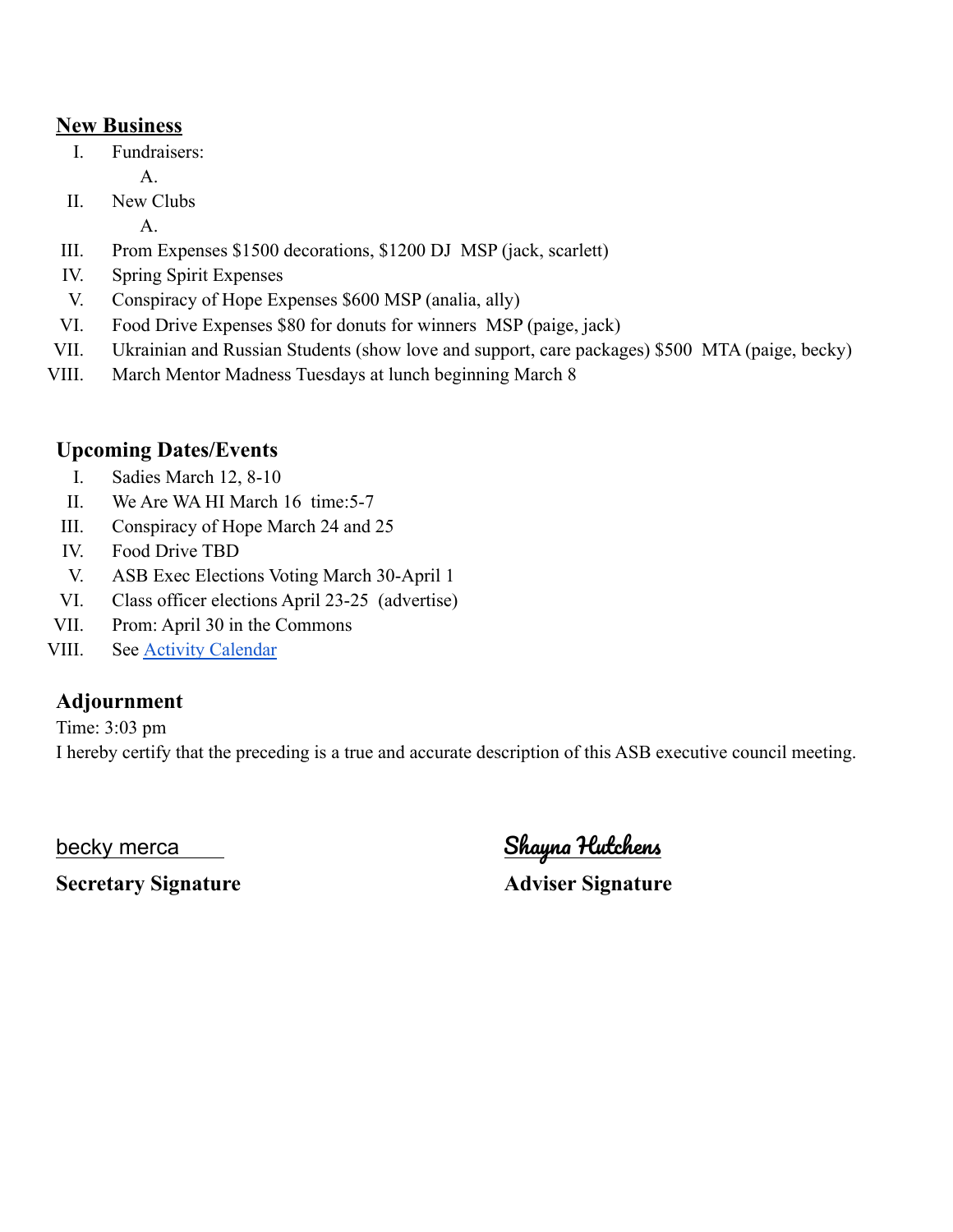## New Business

I. Fundraisers:
   A.
II. New Clubs
   A.
III. Prom Expenses $1500 decorations, $1200 DJ  MSP (jack, scarlett)
IV. Spring Spirit Expenses
V. Conspiracy of Hope Expenses $600 MSP (analia, ally)
VI. Food Drive Expenses $80 for donuts for winners  MSP (paige, jack)
VII. Ukrainian and Russian Students (show love and support, care packages) $500  MTA (paige, becky)
VIII. March Mentor Madness Tuesdays at lunch beginning March 8

## Upcoming Dates/Events

I. Sadies March 12, 8-10
II. We Are WA HI March 16  time:5-7
III. Conspiracy of Hope March 24 and 25
IV. Food Drive TBD
V. ASB Exec Elections Voting March 30-April 1
VI. Class officer elections April 23-25  (advertise)
VII. Prom: April 30 in the Commons
VIII. See Activity Calendar

## Adjournment

Time: 3:03 pm

I hereby certify that the preceding is a true and accurate description of this ASB executive council meeting.

becky merca
**Secretary Signature**

Shayna Hutchens
**Adviser Signature**